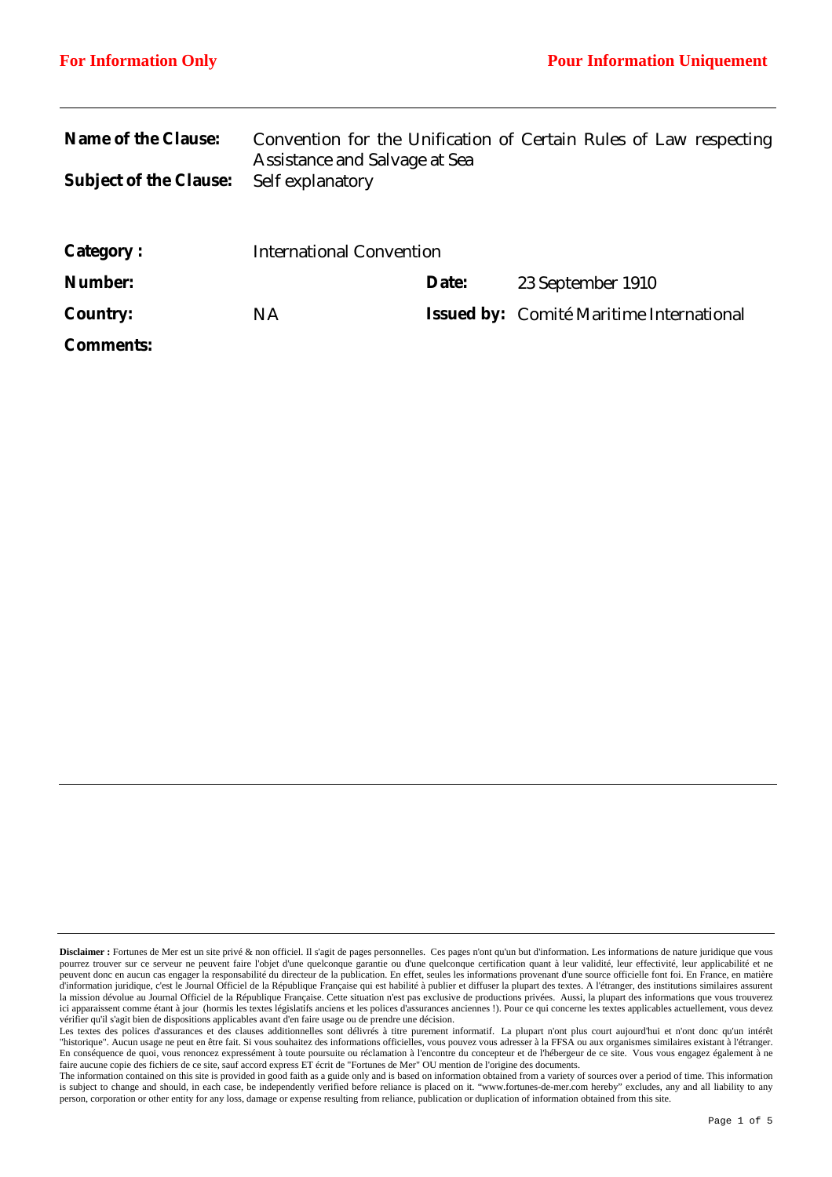**For Information Only** | **Pour Information Uniquement**

| | | | |
|---|---|---|---|
| **Name of the Clause:** | Convention for the Unification of Certain Rules of Law respecting Assistance and Salvage at Sea | | |
| **Subject of the Clause:** | Self explanatory | | |
| **Category :** | International Convention | | |
| **Number:** | | **Date:** | 23 September 1910 |
| **Country:** | NA | **Issued by:** | Comité Maritime International |
| **Comments:** | | | |

**Disclaimer :** Fortunes de Mer est un site privé & non officiel. Il s'agit de pages personnelles. Ces pages n'ont qu'un but d'information. Les informations de nature juridique que vous pourrez trouver sur ce serveur ne peuvent faire l'objet d'une quelconque garantie ou d'une quelconque certification quant à leur validité, leur effectivité, leur applicabilité et ne peuvent donc en aucun cas engager la responsabilité du directeur de la publication. En effet, seules les informations provenant d'une source officielle font foi. En France, en matière d'information juridique, c'est le Journal Officiel de la République Française qui est habilité à publier et diffuser la plupart des textes. A l'étranger, des institutions similaires assurent la mission dévolue au Journal Officiel de la République Française. Cette situation n'est pas exclusive de productions privées. Aussi, la plupart des informations que vous trouverez ici apparaissent comme étant à jour (hormis les textes législatifs anciens et les polices d'assurances anciennes !). Pour ce qui concerne les textes applicables actuellement, vous devez vérifier qu'il s'agit bien de dispositions applicables avant d'en faire usage ou de prendre une décision.
Les textes des polices d'assurances et des clauses additionnelles sont délivrés à titre purement informatif. La plupart n'ont plus court aujourd'hui et n'ont donc qu'un intérêt "historique". Aucun usage ne peut en être fait. Si vous souhaitez des informations officielles, vous pouvez vous adresser à la FFSA ou aux organismes similaires existant à l'étranger. En conséquence de quoi, vous renoncez expressément à toute poursuite ou réclamation à l'encontre du concepteur et de l'hébergeur de ce site. Vous vous engagez également à ne faire aucune copie des fichiers de ce site, sauf accord express ET écrit de "Fortunes de Mer" OU mention de l'origine des documents.
The information contained on this site is provided in good faith as a guide only and is based on information obtained from a variety of sources over a period of time. This information is subject to change and should, in each case, be independently verified before reliance is placed on it. "www.fortunes-de-mer.com hereby" excludes, any and all liability to any person, corporation or other entity for any loss, damage or expense resulting from reliance, publication or duplication of information obtained from this site.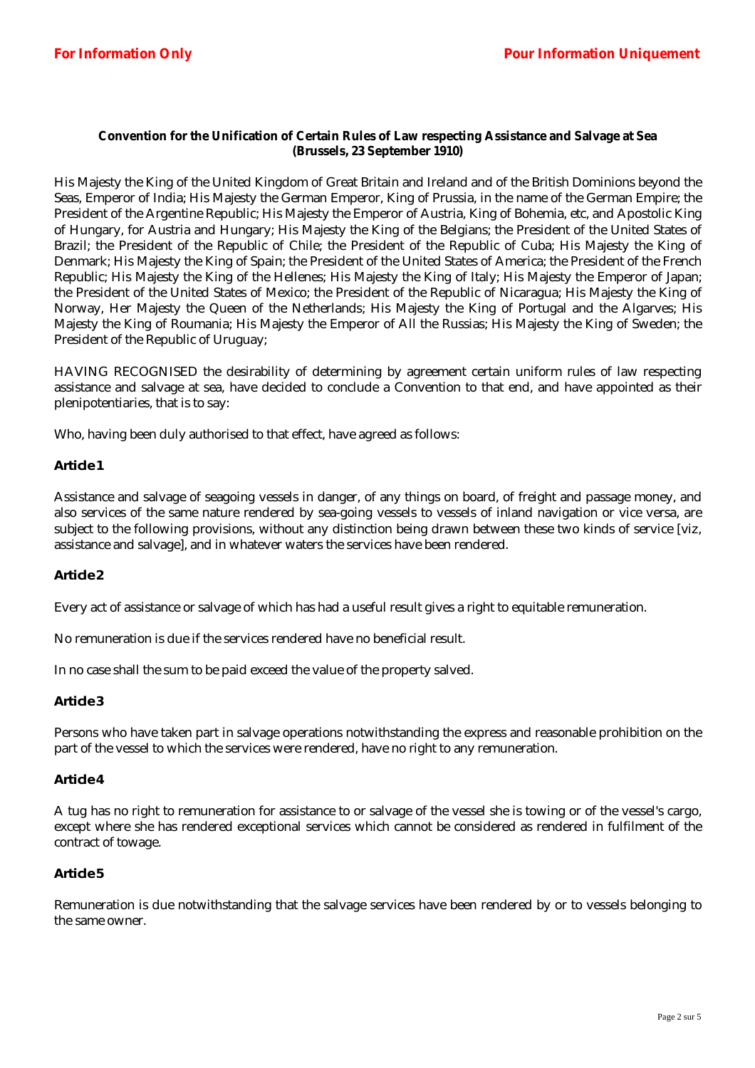**Convention for the Unification of Certain Rules of Law respecting Assistance and Salvage at Sea**
**(Brussels, 23 September 1910)**

His Majesty the King of the United Kingdom of Great Britain and Ireland and of the British Dominions beyond the Seas, Emperor of India; His Majesty the German Emperor, King of Prussia, in the name of the German Empire; the President of the Argentine Republic; His Majesty the Emperor of Austria, King of Bohemia, etc, and Apostolic King of Hungary, for Austria and Hungary; His Majesty the King of the Belgians; the President of the United States of Brazil; the President of the Republic of Chile; the President of the Republic of Cuba; His Majesty the King of Denmark; His Majesty the King of Spain; the President of the United States of America; the President of the French Republic; His Majesty the King of the Hellenes; His Majesty the King of Italy; His Majesty the Emperor of Japan; the President of the United States of Mexico; the President of the Republic of Nicaragua; His Majesty the King of Norway, Her Majesty the Queen of the Netherlands; His Majesty the King of Portugal and the Algarves; His Majesty the King of Roumania; His Majesty the Emperor of All the Russias; His Majesty the King of Sweden; the President of the Republic of Uruguay;

HAVING RECOGNISED the desirability of determining by agreement certain uniform rules of law respecting assistance and salvage at sea, have decided to conclude a Convention to that end, and have appointed as their plenipotentiaries, that is to say:

Who, having been duly authorised to that effect, have agreed as follows:

### Article 1

Assistance and salvage of seagoing vessels in danger, of any things on board, of freight and passage money, and also services of the same nature rendered by sea-going vessels to vessels of inland navigation or vice versa, are subject to the following provisions, without any distinction being drawn between these two kinds of service [viz, assistance and salvage], and in whatever waters the services have been rendered.

### Article 2

Every act of assistance or salvage of which has had a useful result gives a right to equitable remuneration.

No remuneration is due if the services rendered have no beneficial result.

In no case shall the sum to be paid exceed the value of the property salved.

### Article 3

Persons who have taken part in salvage operations notwithstanding the express and reasonable prohibition on the part of the vessel to which the services were rendered, have no right to any remuneration.

### Article 4

A tug has no right to remuneration for assistance to or salvage of the vessel she is towing or of the vessel's cargo, except where she has rendered exceptional services which cannot be considered as rendered in fulfilment of the contract of towage.

### Article 5

Remuneration is due notwithstanding that the salvage services have been rendered by or to vessels belonging to the same owner.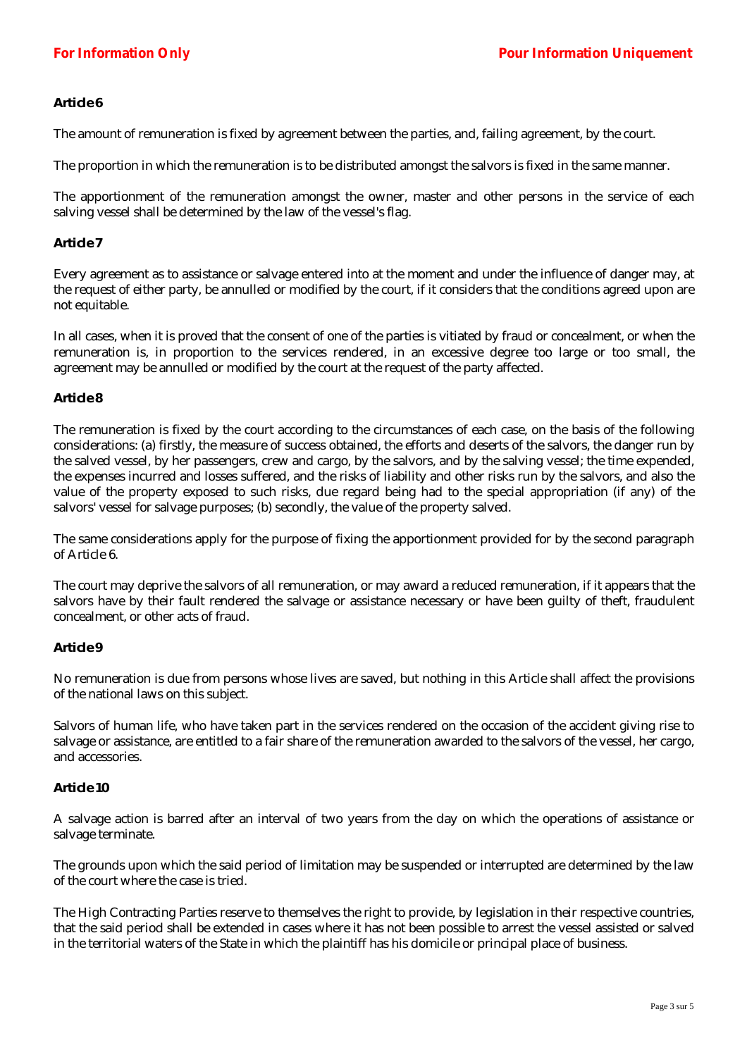### Article 6

The amount of remuneration is fixed by agreement between the parties, and, failing agreement, by the court.

The proportion in which the remuneration is to be distributed amongst the salvors is fixed in the same manner.

The apportionment of the remuneration amongst the owner, master and other persons in the service of each salving vessel shall be determined by the law of the vessel's flag.

### Article 7

Every agreement as to assistance or salvage entered into at the moment and under the influence of danger may, at the request of either party, be annulled or modified by the court, if it considers that the conditions agreed upon are not equitable.

In all cases, when it is proved that the consent of one of the parties is vitiated by fraud or concealment, or when the remuneration is, in proportion to the services rendered, in an excessive degree too large or too small, the agreement may be annulled or modified by the court at the request of the party affected.

### Article 8

The remuneration is fixed by the court according to the circumstances of each case, on the basis of the following considerations: (a) firstly, the measure of success obtained, the efforts and deserts of the salvors, the danger run by the salved vessel, by her passengers, crew and cargo, by the salvors, and by the salving vessel; the time expended, the expenses incurred and losses suffered, and the risks of liability and other risks run by the salvors, and also the value of the property exposed to such risks, due regard being had to the special appropriation (if any) of the salvors' vessel for salvage purposes; (b) secondly, the value of the property salved.

The same considerations apply for the purpose of fixing the apportionment provided for by the second paragraph of Article 6.

The court may deprive the salvors of all remuneration, or may award a reduced remuneration, if it appears that the salvors have by their fault rendered the salvage or assistance necessary or have been guilty of theft, fraudulent concealment, or other acts of fraud.

### Article 9

No remuneration is due from persons whose lives are saved, but nothing in this Article shall affect the provisions of the national laws on this subject.

Salvors of human life, who have taken part in the services rendered on the occasion of the accident giving rise to salvage or assistance, are entitled to a fair share of the remuneration awarded to the salvors of the vessel, her cargo, and accessories.

### Article 10

A salvage action is barred after an interval of two years from the day on which the operations of assistance or salvage terminate.

The grounds upon which the said period of limitation may be suspended or interrupted are determined by the law of the court where the case is tried.

The High Contracting Parties reserve to themselves the right to provide, by legislation in their respective countries, that the said period shall be extended in cases where it has not been possible to arrest the vessel assisted or salved in the territorial waters of the State in which the plaintiff has his domicile or principal place of business.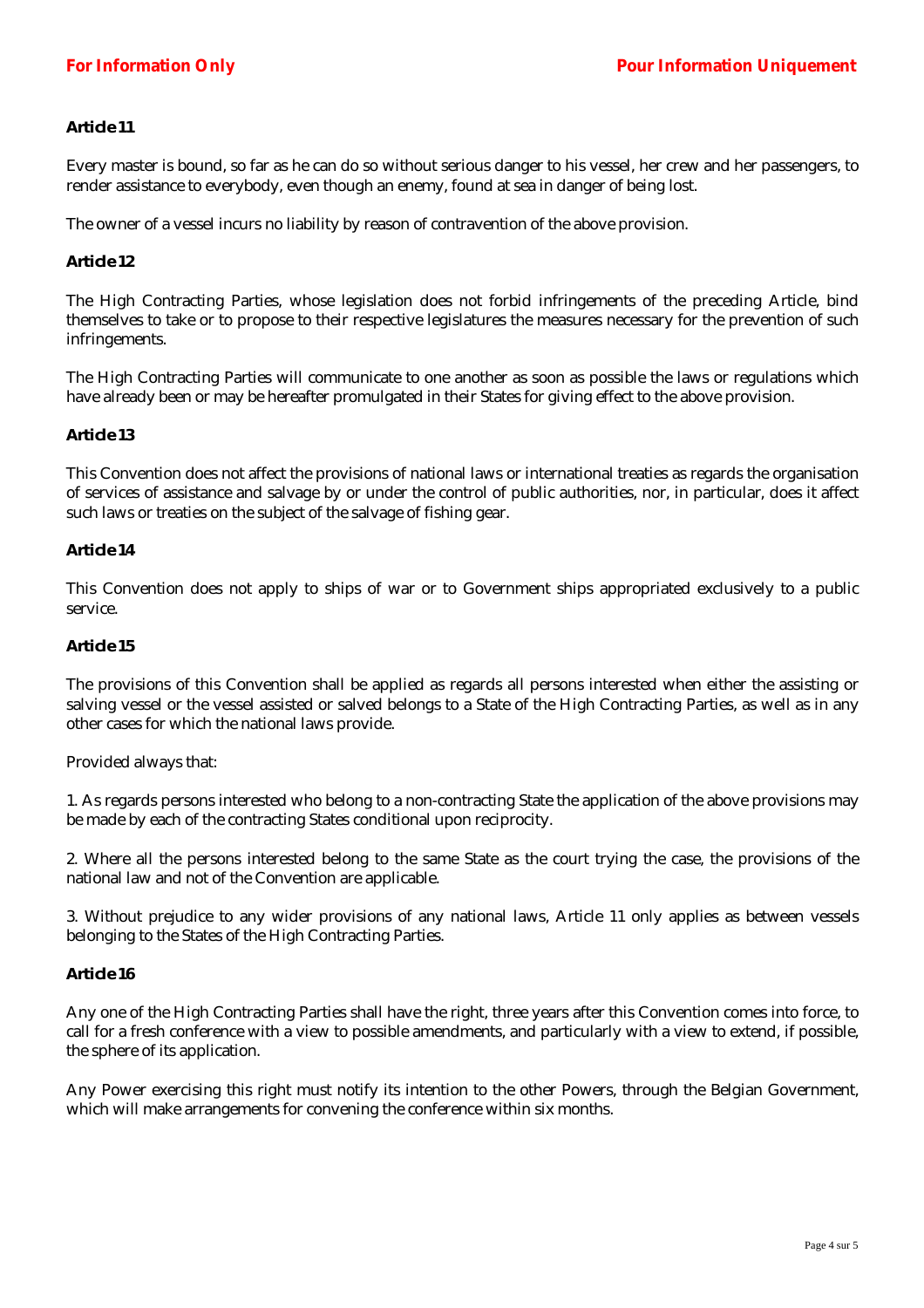**Article 11**

Every master is bound, so far as he can do so without serious danger to his vessel, her crew and her passengers, to render assistance to everybody, even though an enemy, found at sea in danger of being lost.

The owner of a vessel incurs no liability by reason of contravention of the above provision.

**Article 12**

The High Contracting Parties, whose legislation does not forbid infringements of the preceding Article, bind themselves to take or to propose to their respective legislatures the measures necessary for the prevention of such infringements.

The High Contracting Parties will communicate to one another as soon as possible the laws or regulations which have already been or may be hereafter promulgated in their States for giving effect to the above provision.

**Article 13**

This Convention does not affect the provisions of national laws or international treaties as regards the organisation of services of assistance and salvage by or under the control of public authorities, nor, in particular, does it affect such laws or treaties on the subject of the salvage of fishing gear.

**Article 14**

This Convention does not apply to ships of war or to Government ships appropriated exclusively to a public service.

**Article 15**

The provisions of this Convention shall be applied as regards all persons interested when either the assisting or salving vessel or the vessel assisted or salved belongs to a State of the High Contracting Parties, as well as in any other cases for which the national laws provide.

Provided always that:

1. As regards persons interested who belong to a non-contracting State the application of the above provisions may be made by each of the contracting States conditional upon reciprocity.

2. Where all the persons interested belong to the same State as the court trying the case, the provisions of the national law and not of the Convention are applicable.

3. Without prejudice to any wider provisions of any national laws, Article 11 only applies as between vessels belonging to the States of the High Contracting Parties.

**Article 16**

Any one of the High Contracting Parties shall have the right, three years after this Convention comes into force, to call for a fresh conference with a view to possible amendments, and particularly with a view to extend, if possible, the sphere of its application.

Any Power exercising this right must notify its intention to the other Powers, through the Belgian Government, which will make arrangements for convening the conference within six months.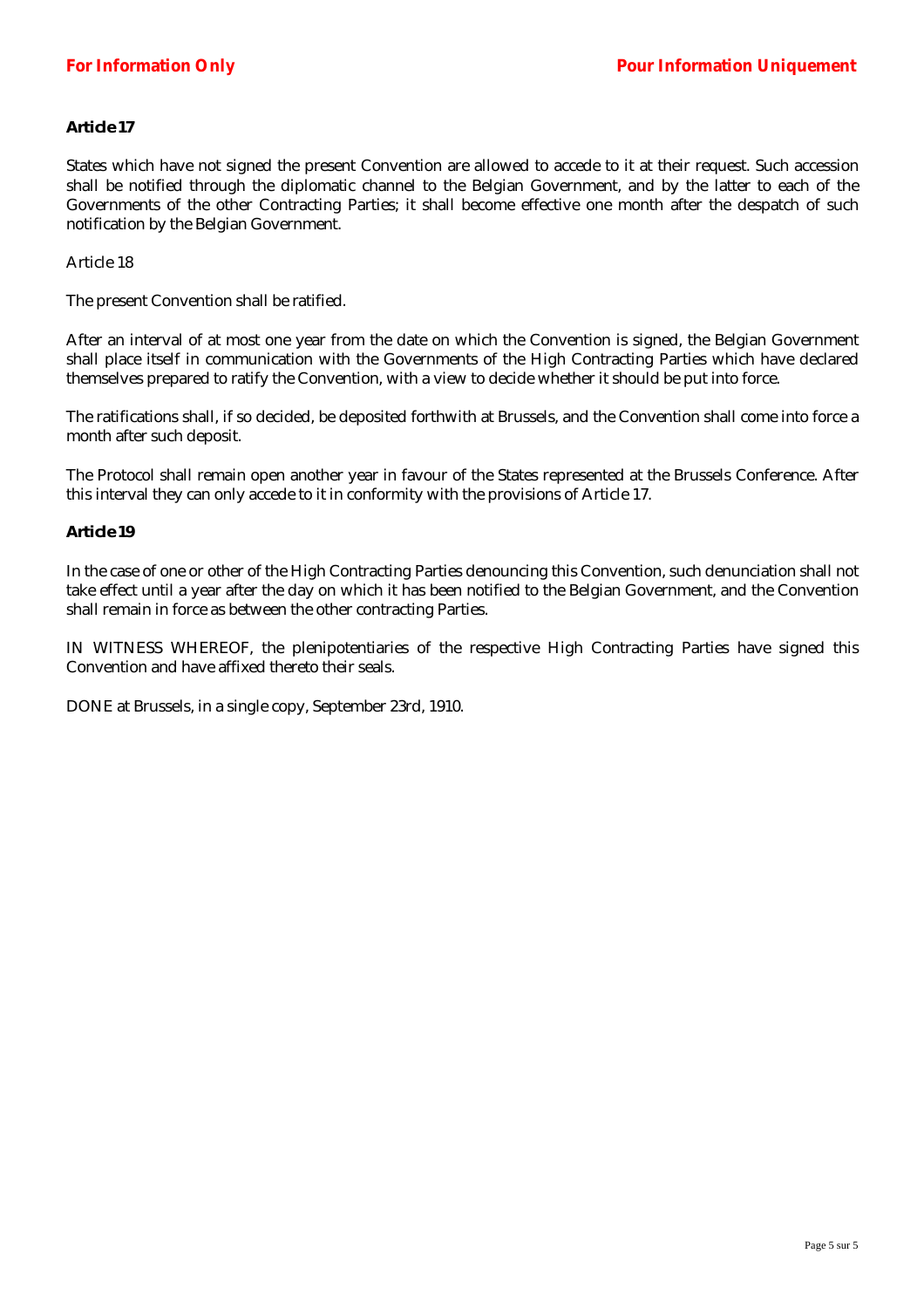**Article 17**

States which have not signed the present Convention are allowed to accede to it at their request. Such accession shall be notified through the diplomatic channel to the Belgian Government, and by the latter to each of the Governments of the other Contracting Parties; it shall become effective one month after the despatch of such notification by the Belgian Government.

Article 18

The present Convention shall be ratified.

After an interval of at most one year from the date on which the Convention is signed, the Belgian Government shall place itself in communication with the Governments of the High Contracting Parties which have declared themselves prepared to ratify the Convention, with a view to decide whether it should be put into force.

The ratifications shall, if so decided, be deposited forthwith at Brussels, and the Convention shall come into force a month after such deposit.

The Protocol shall remain open another year in favour of the States represented at the Brussels Conference. After this interval they can only accede to it in conformity with the provisions of Article 17.

**Article 19**

In the case of one or other of the High Contracting Parties denouncing this Convention, such denunciation shall not take effect until a year after the day on which it has been notified to the Belgian Government, and the Convention shall remain in force as between the other contracting Parties.

IN WITNESS WHEREOF, the plenipotentiaries of the respective High Contracting Parties have signed this Convention and have affixed thereto their seals.

DONE at Brussels, in a single copy, September 23rd, 1910.